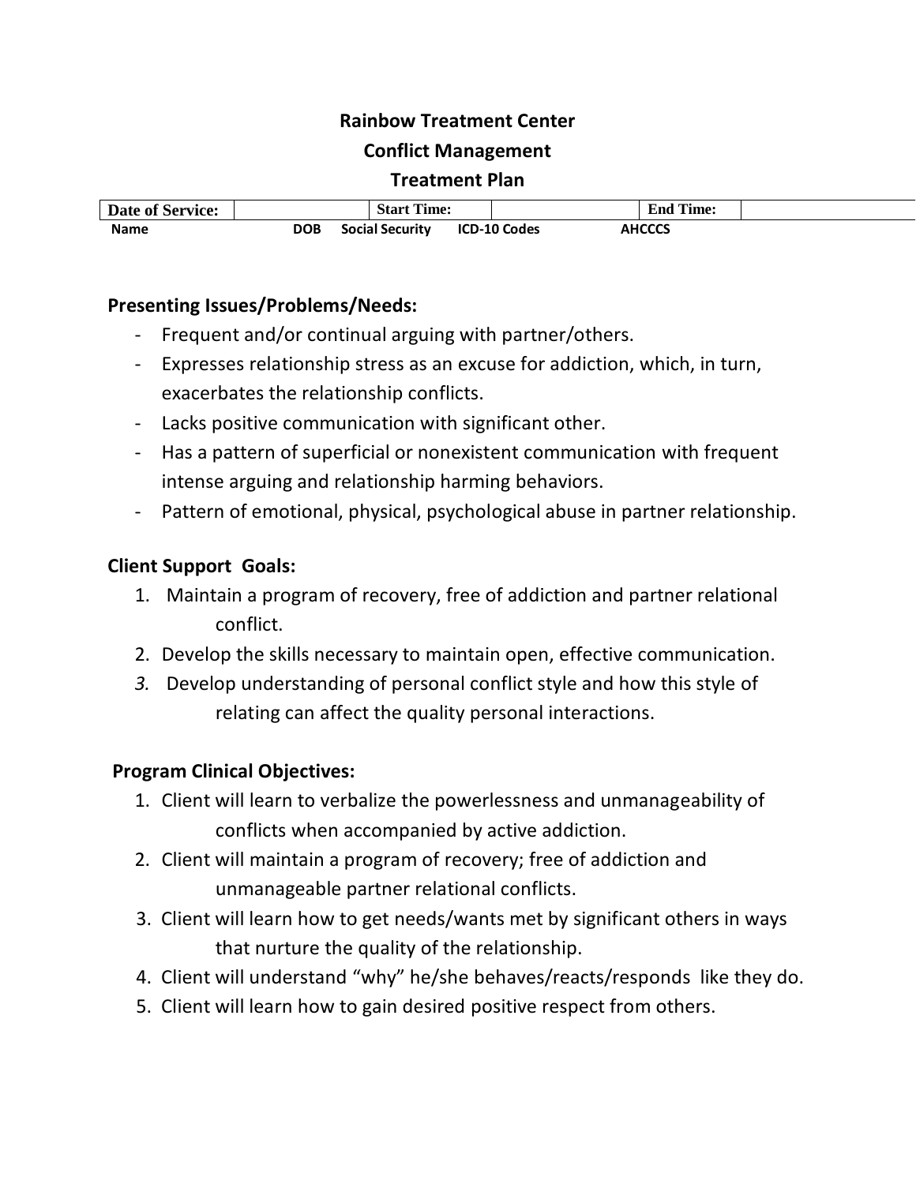# Rainbow Treatment Center
## Conflict Management
## Treatment Plan

| Date of Service: | | Start Time: | | End Time: | |
|---|---|---|---|---|---|

| Name | DOB | Social Security | ICD-10 Codes | AHCCCS |
|---|---|---|---|---|

**Presenting Issues/Problems/Needs:**

- Frequent and/or continual arguing with partner/others.
- Expresses relationship stress as an excuse for addiction, which, in turn, exacerbates the relationship conflicts.
- Lacks positive communication with significant other.
- Has a pattern of superficial or nonexistent communication with frequent intense arguing and relationship harming behaviors.
- Pattern of emotional, physical, psychological abuse in partner relationship.

**Client Support Goals:**

1. Maintain a program of recovery, free of addiction and partner relational conflict.
2. Develop the skills necessary to maintain open, effective communication.
3. Develop understanding of personal conflict style and how this style of relating can affect the quality personal interactions.

**Program Clinical Objectives:**

1. Client will learn to verbalize the powerlessness and unmanageability of conflicts when accompanied by active addiction.
2. Client will maintain a program of recovery; free of addiction and unmanageable partner relational conflicts.
3. Client will learn how to get needs/wants met by significant others in ways that nurture the quality of the relationship.
4. Client will understand "why" he/she behaves/reacts/responds like they do.
5. Client will learn how to gain desired positive respect from others.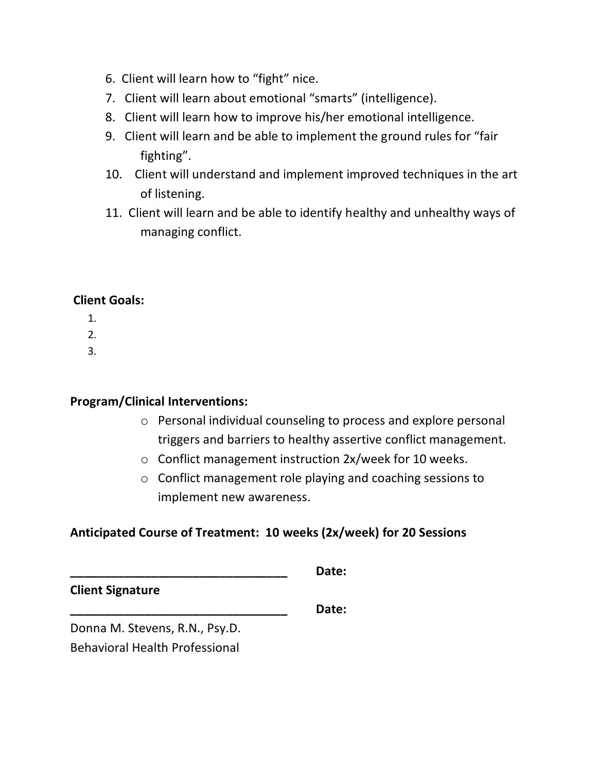6. Client will learn how to "fight" nice.
7. Client will learn about emotional "smarts" (intelligence).
8. Client will learn how to improve his/her emotional intelligence.
9. Client will learn and be able to implement the ground rules for "fair fighting".
10. Client will understand and implement improved techniques in the art of listening.
11. Client will learn and be able to identify healthy and unhealthy ways of managing conflict.

**Client Goals:**

1.
2.
3.

**Program/Clinical Interventions:**

- Personal individual counseling to process and explore personal triggers and barriers to healthy assertive conflict management.
- Conflict management instruction 2x/week for 10 weeks.
- Conflict management role playing and coaching sessions to implement new awareness.

**Anticipated Course of Treatment: 10 weeks (2x/week) for 20 Sessions**

**________________________________** **Date:**

**Client Signature**

**________________________________** **Date:**

Donna M. Stevens, R.N., Psy.D.

Behavioral Health Professional